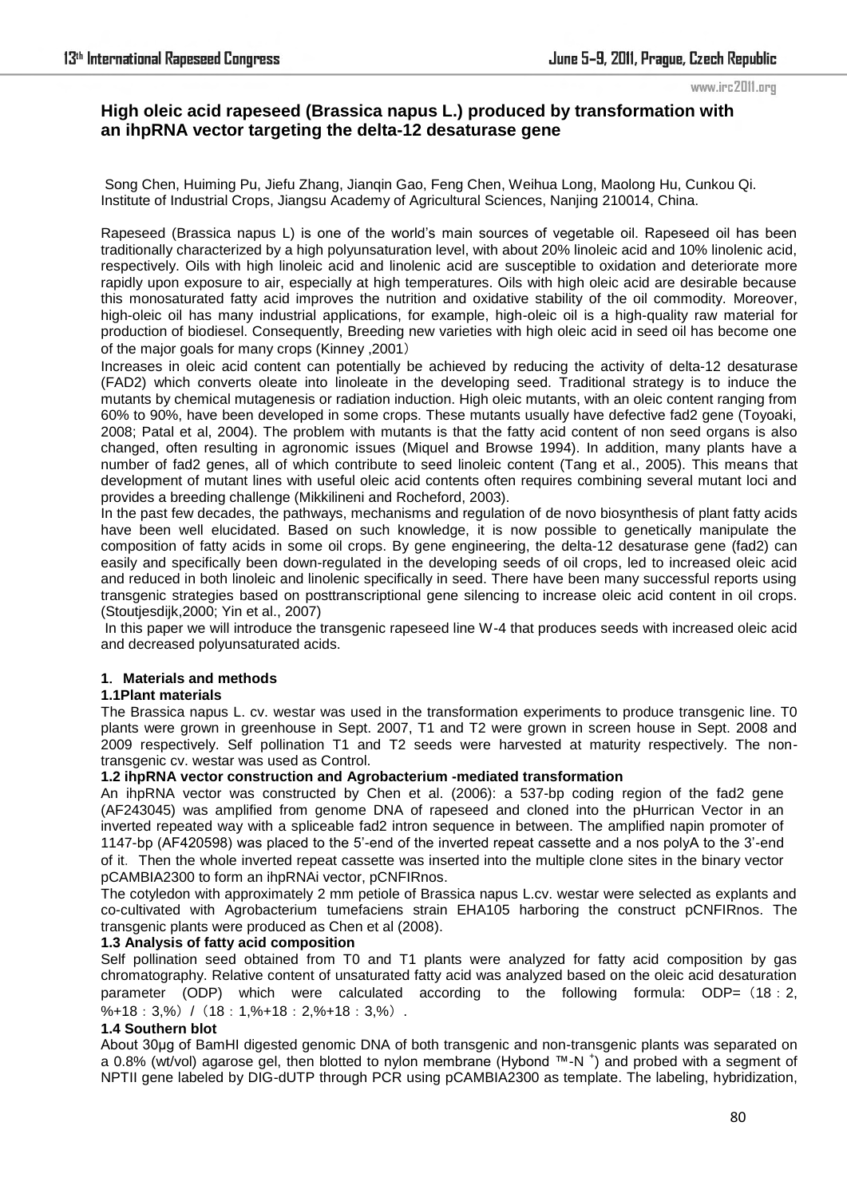# High oleic acid rapeseed (Brassica napus L.) produced by transformation with an ihpRNA vector targeting the delta-12 desaturase gene

Song Chen, Huiming Pu, Jiefu Zhang, Jianqin Gao, Feng Chen, Weihua Long, Maolong Hu, Cunkou Qi.
Institute of Industrial Crops, Jiangsu Academy of Agricultural Sciences, Nanjing 210014, China.

Rapeseed (Brassica napus L) is one of the world's main sources of vegetable oil. Rapeseed oil has been traditionally characterized by a high polyunsaturation level, with about 20% linoleic acid and 10% linolenic acid, respectively. Oils with high linoleic acid and linolenic acid are susceptible to oxidation and deteriorate more rapidly upon exposure to air, especially at high temperatures. Oils with high oleic acid are desirable because this monosaturated fatty acid improves the nutrition and oxidative stability of the oil commodity. Moreover, high-oleic oil has many industrial applications, for example, high-oleic oil is a high-quality raw material for production of biodiesel. Consequently, Breeding new varieties with high oleic acid in seed oil has become one of the major goals for many crops (Kinney ,2001）

Increases in oleic acid content can potentially be achieved by reducing the activity of delta-12 desaturase (FAD2) which converts oleate into linoleate in the developing seed. Traditional strategy is to induce the mutants by chemical mutagenesis or radiation induction. High oleic mutants, with an oleic content ranging from 60% to 90%, have been developed in some crops. These mutants usually have defective fad2 gene (Toyoaki, 2008; Patal et al, 2004). The problem with mutants is that the fatty acid content of non seed organs is also changed, often resulting in agronomic issues (Miquel and Browse 1994). In addition, many plants have a number of fad2 genes, all of which contribute to seed linoleic content (Tang et al., 2005). This means that development of mutant lines with useful oleic acid contents often requires combining several mutant loci and provides a breeding challenge (Mikkilineni and Rocheford, 2003).

In the past few decades, the pathways, mechanisms and regulation of de novo biosynthesis of plant fatty acids have been well elucidated. Based on such knowledge, it is now possible to genetically manipulate the composition of fatty acids in some oil crops. By gene engineering, the delta-12 desaturase gene (fad2) can easily and specifically been down-regulated in the developing seeds of oil crops, led to increased oleic acid and reduced in both linoleic and linolenic specifically in seed. There have been many successful reports using transgenic strategies based on posttranscriptional gene silencing to increase oleic acid content in oil crops. (Stoutjesdijk,2000; Yin et al., 2007)

In this paper we will introduce the transgenic rapeseed line W-4 that produces seeds with increased oleic acid and decreased polyunsaturated acids.

## 1. Materials and methods

### 1.1Plant materials

The Brassica napus L. cv. westar was used in the transformation experiments to produce transgenic line. T0 plants were grown in greenhouse in Sept. 2007, T1 and T2 were grown in screen house in Sept. 2008 and 2009 respectively. Self pollination T1 and T2 seeds were harvested at maturity respectively. The non-transgenic cv. westar was used as Control.

### 1.2 ihpRNA vector construction and Agrobacterium -mediated transformation

An ihpRNA vector was constructed by Chen et al. (2006): a 537-bp coding region of the fad2 gene (AF243045) was amplified from genome DNA of rapeseed and cloned into the pHurrican Vector in an inverted repeated way with a spliceable fad2 intron sequence in between. The amplified napin promoter of 1147-bp (AF420598) was placed to the 5'-end of the inverted repeat cassette and a nos polyA to the 3'-end of it. Then the whole inverted repeat cassette was inserted into the multiple clone sites in the binary vector pCAMBIA2300 to form an ihpRNAi vector, pCNFIRnos.

The cotyledon with approximately 2 mm petiole of Brassica napus L.cv. westar were selected as explants and co-cultivated with Agrobacterium tumefaciens strain EHA105 harboring the construct pCNFIRnos. The transgenic plants were produced as Chen et al (2008).

### 1.3 Analysis of fatty acid composition

Self pollination seed obtained from T0 and T1 plants were analyzed for fatty acid composition by gas chromatography. Relative content of unsaturated fatty acid was analyzed based on the oleic acid desaturation parameter (ODP) which were calculated according to the following formula: ODP=（18：2, %+18：3,%）/（18：1,%+18：2,%+18：3,%）.

### 1.4 Southern blot

About 30μg of BamHI digested genomic DNA of both transgenic and non-transgenic plants was separated on a 0.8% (wt/vol) agarose gel, then blotted to nylon membrane (Hybond ™-N $^{+}$) and probed with a segment of NPTII gene labeled by DIG-dUTP through PCR using pCAMBIA2300 as template. The labeling, hybridization,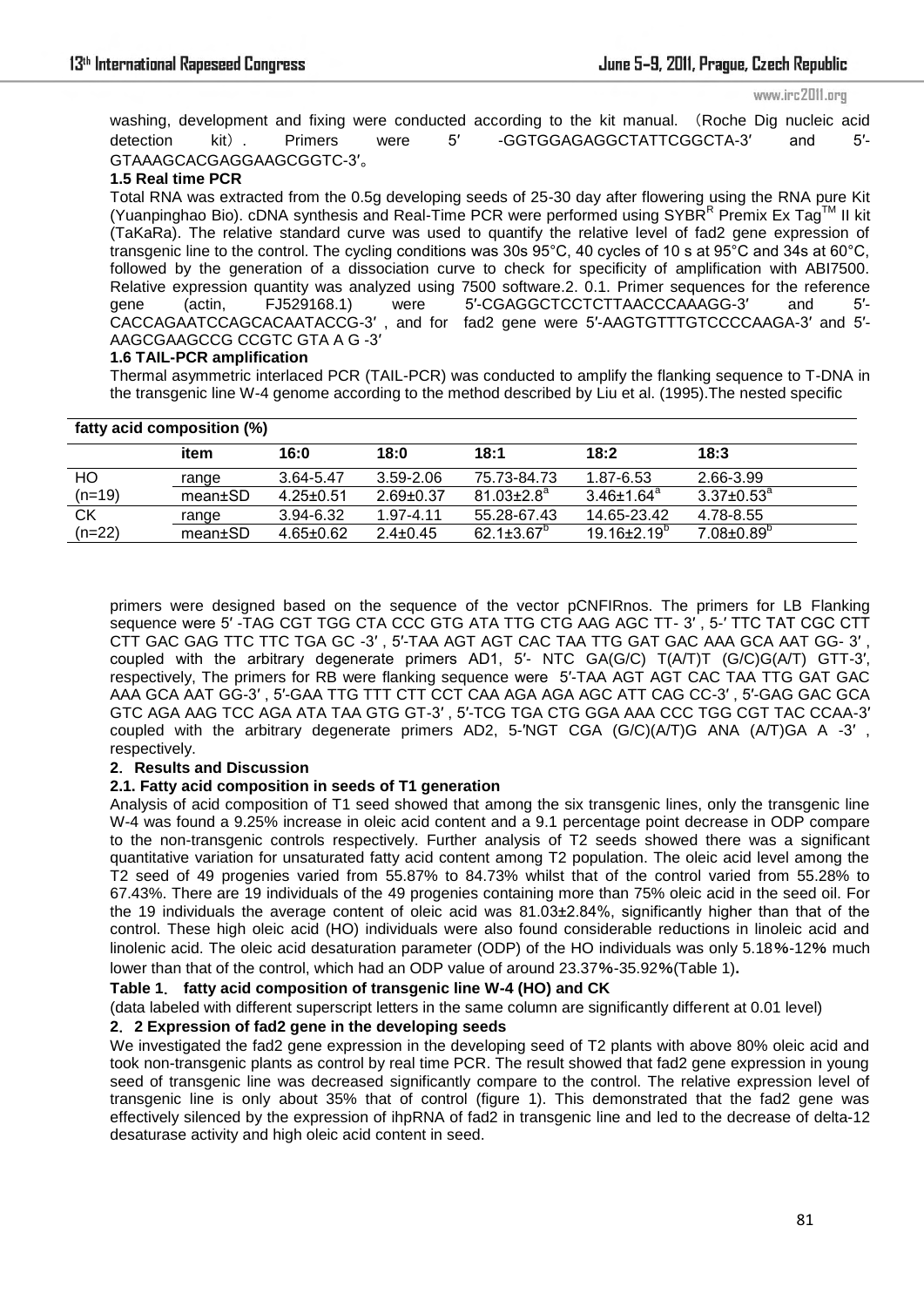washing, development and fixing were conducted according to the kit manual. （Roche Dig nucleic acid detection kit）. Primers were 5′ -GGTGGAGAGGCTATTCGGCTA-3′ and 5′-GTAAAGCACGAGGAAGCGGTC-3′。

### 1.5 Real time PCR

Total RNA was extracted from the 0.5g developing seeds of 25-30 day after flowering using the RNA pure Kit (Yuanpinghao Bio). cDNA synthesis and Real-Time PCR were performed using SYBR[R] Premix Ex Tag[TM] II kit (TaKaRa). The relative standard curve was used to quantify the relative level of fad2 gene expression of transgenic line to the control. The cycling conditions was 30s 95°C, 40 cycles of 10 s at 95°C and 34s at 60°C, followed by the generation of a dissociation curve to check for specificity of amplification with ABI7500. Relative expression quantity was analyzed using 7500 software.2. 0.1. Primer sequences for the reference gene (actin, FJ529168.1) were 5′-CGAGGCTCCTCTTAACCCAAAGG-3′ and 5′-CACCAGAATCCAGCACAATACCG-3′ , and for fad2 gene were 5′-AAGTGTTTGTCCCCAAGA-3′ and 5′-AAGCGAAGCCG CCGTC GTA A G -3′

### 1.6 TAIL-PCR amplification

Thermal asymmetric interlaced PCR (TAIL-PCR) was conducted to amplify the flanking sequence to T-DNA in the transgenic line W-4 genome according to the method described by Liu et al. (1995).The nested specific primers were designed based on the sequence of the vector pCNFIRnos. The primers for LB Flanking sequence were 5′ -TAG CGT TGG CTA CCC GTG ATA TTG CTG AAG AGC TT- 3′ , 5-′ TTC TAT CGC CTT CTT GAC GAG TTC TTC TGA GC -3′ , 5′-TAA AGT AGT CAC TAA TTG GAT GAC AAA GCA AAT GG- 3′ , coupled with the arbitrary degenerate primers AD1, 5′- NTC GA(G/C) T(A/T)T (G/C)G(A/T) GTT-3′, respectively, The primers for RB were flanking sequence were 5′-TAA AGT AGT CAC TAA TTG GAT GAC AAA GCA AAT GG-3′ , 5′-GAA TTG TTT CTT CCT CAA AGA AGA AGC ATT CAG CC-3′ , 5′-GAG GAC GCA GTC AGA AAG TCC AGA ATA TAA GTG GT-3′ , 5′-TCG TGA CTG GGA AAA CCC TGG CGT TAC CCAA-3′ coupled with the arbitrary degenerate primers AD2, 5-′NGT CGA (G/C)(A/T)G ANA (A/T)GA A -3′ , respectively.

## 2. Results and Discussion

### 2.1. Fatty acid composition in seeds of T1 generation

Analysis of acid composition of T1 seed showed that among the six transgenic lines, only the transgenic line W-4 was found a 9.25% increase in oleic acid content and a 9.1 percentage point decrease in ODP compare to the non-transgenic controls respectively. Further analysis of T2 seeds showed there was a significant quantitative variation for unsaturated fatty acid content among T2 population. The oleic acid level among the T2 seed of 49 progenies varied from 55.87% to 84.73% whilst that of the control varied from 55.28% to 67.43%. There are 19 individuals of the 49 progenies containing more than 75% oleic acid in the seed oil. For the 19 individuals the average content of oleic acid was 81.03±2.84%, significantly higher than that of the control. These high oleic acid (HO) individuals were also found considerable reductions in linoleic acid and linolenic acid. The oleic acid desaturation parameter (ODP) of the HO individuals was only 5.18%-12% much lower than that of the control, which had an ODP value of around 23.37%-35.92%(Table 1).

**Table 1. fatty acid composition of transgenic line W-4 (HO) and CK**

(data labeled with different superscript letters in the same column are significantly different at 0.01 level)

| | **fatty acid composition (%)** | | | | | |
|---|---|---|---|---|---|---|
| | item | 16:0 | 18:0 | 18:1 | 18:2 | 18:3 |
| HO (n=19) | range | 3.64-5.47 | 3.59-2.06 | 75.73-84.73 | 1.87-6.53 | 2.66-3.99 |
| | mean±SD | 4.25±0.51 | 2.69±0.37 | $81.03±2.8^{a}$ | $3.46±1.64^{a}$ | $3.37±0.53^{a}$ |
| CK (n=22) | range | 3.94-6.32 | 1.97-4.11 | 55.28-67.43 | 14.65-23.42 | 4.78-8.55 |
| | mean±SD | 4.65±0.62 | 2.4±0.45 | $62.1±3.67^{b}$ | $19.16±2.19^{b}$ | $7.08±0.89^{b}$ |

### 2.2 Expression of fad2 gene in the developing seeds

We investigated the fad2 gene expression in the developing seed of T2 plants with above 80% oleic acid and took non-transgenic plants as control by real time PCR. The result showed that fad2 gene expression in young seed of transgenic line was decreased significantly compare to the control. The relative expression level of transgenic line is only about 35% that of control (figure 1). This demonstrated that the fad2 gene was effectively silenced by the expression of ihpRNA of fad2 in transgenic line and led to the decrease of delta-12 desaturase activity and high oleic acid content in seed.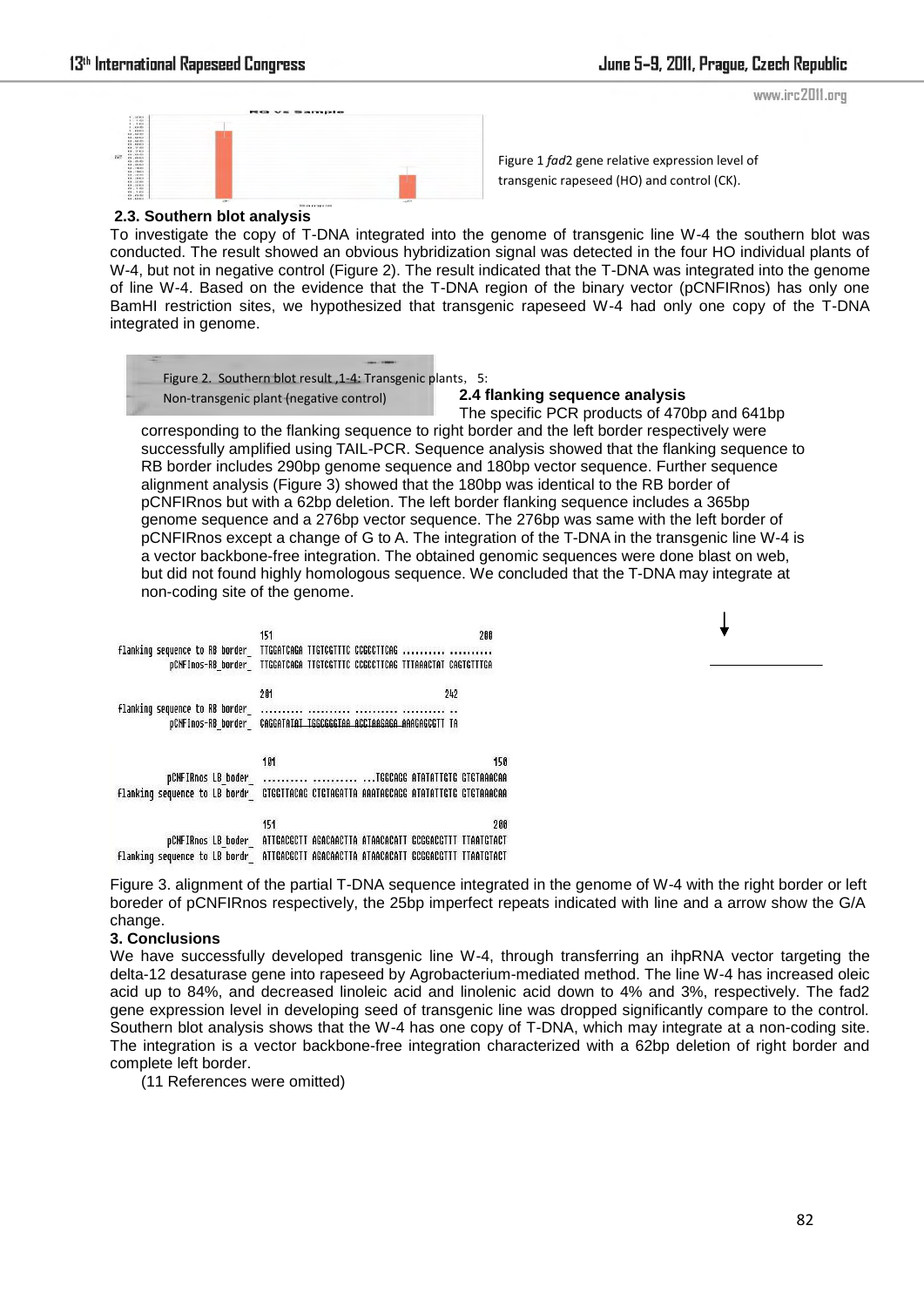Figure 1 *fad*2 gene relative expression level of transgenic rapeseed (HO) and control (CK).

### 2.3. Southern blot analysis

To investigate the copy of T-DNA integrated into the genome of transgenic line W-4 the southern blot was conducted. The result showed an obvious hybridization signal was detected in the four HO individual plants of W-4, but not in negative control (Figure 2). The result indicated that the T-DNA was integrated into the genome of line W-4. Based on the evidence that the T-DNA region of the binary vector (pCNFIRnos) has only one BamHI restriction sites, we hypothesized that transgenic rapeseed W-4 had only one copy of the T-DNA integrated in genome.

Figure 2. Southern blot result ,1-4: Transgenic plants, 5: Non-transgenic plant (negative control)

### 2.4 flanking sequence analysis

The specific PCR products of 470bp and 641bp corresponding to the flanking sequence to right border and the left border respectively were successfully amplified using TAIL-PCR. Sequence analysis showed that the flanking sequence to RB border includes 290bp genome sequence and 180bp vector sequence. Further sequence alignment analysis (Figure 3) showed that the 180bp was identical to the RB border of pCNFIRnos but with a 62bp deletion. The left border flanking sequence includes a 365bp genome sequence and a 276bp vector sequence. The 276bp was same with the left border of pCNFIRnos except a change of G to A. The integration of the T-DNA in the transgenic line W-4 is a vector backbone-free integration. The obtained genomic sequences were done blast on web, but did not found highly homologous sequence. We concluded that the T-DNA may integrate at non-coding site of the genome.

```
                              151                                           200
flanking sequence to RB border_  TTGGATCAGA TTGTCGTTTC CCGCCTTCAG .......... ..........
        pCNFInos-RB_border_  TTGGATCAGA TTGTCGTTTC CCGCCTTCAG TTTAAACTAT CAGTGTTTGA

                              201                                    242
flanking sequence to RB border_  .......... .......... .......... .......... ..
        pCNFInos-RB_border_  CAGGATATAT TGGCGGGTAA ACCTAAGAGA AAAGAGCGTT TA

                              101                                           150
          pCNFIRnos LB_boder_  .......... .......... ...TGGCAGG ATATATTGTG GTGTAAACAA
flanking sequence to LB bordr_  GTGGTTACAC CTGTAGATTA AAATAGCAGG ATATATTGTG GTGTAAACAA

                              151                                           200
          pCNFIRnos LB_boder_  ATTGACGCTT AGACAACTTA ATAACACATT GCGGACGTTT TTAATGTACT
flanking sequence to LB bordr_  ATTGACGCTT AGACAACTTA ATAACACATT GCGGACGTTT TTAATGTACT
```

Figure 3. alignment of the partial T-DNA sequence integrated in the genome of W-4 with the right border or left boreder of pCNFIRnos respectively, the 25bp imperfect repeats indicated with line and a arrow show the G/A change.

### 3. Conclusions

We have successfully developed transgenic line W-4, through transferring an ihpRNA vector targeting the delta-12 desaturase gene into rapeseed by Agrobacterium-mediated method. The line W-4 has increased oleic acid up to 84%, and decreased linoleic acid and linolenic acid down to 4% and 3%, respectively. The fad2 gene expression level in developing seed of transgenic line was dropped significantly compare to the control. Southern blot analysis shows that the W-4 has one copy of T-DNA, which may integrate at a non-coding site. The integration is a vector backbone-free integration characterized with a 62bp deletion of right border and complete left border.

(11 References were omitted)